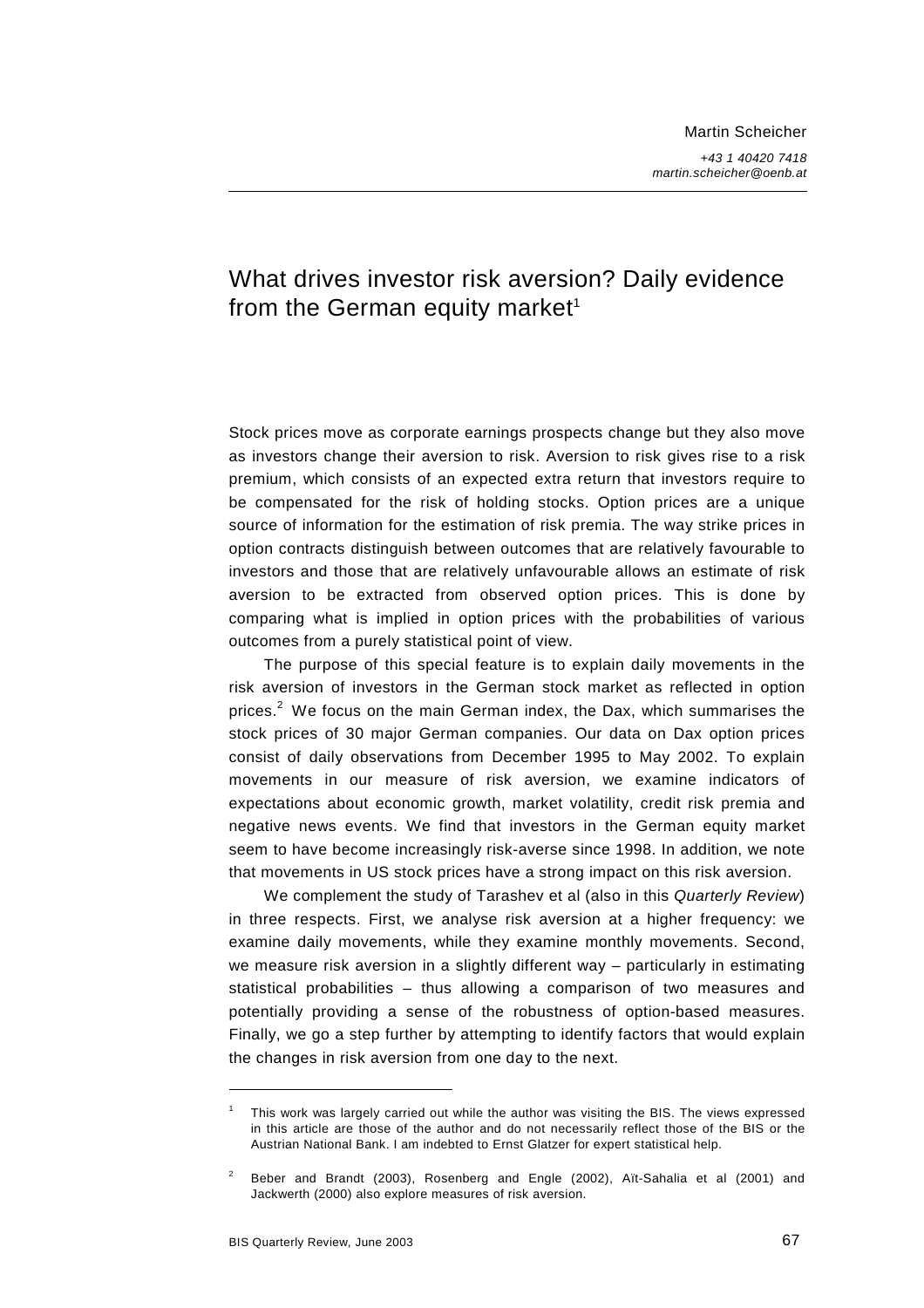Martin Scheicher

*+43 1 40420 7418*
*martin.scheicher@oenb.at*

# What drives investor risk aversion? Daily evidence from the German equity market[1]

Stock prices move as corporate earnings prospects change but they also move as investors change their aversion to risk. Aversion to risk gives rise to a risk premium, which consists of an expected extra return that investors require to be compensated for the risk of holding stocks. Option prices are a unique source of information for the estimation of risk premia. The way strike prices in option contracts distinguish between outcomes that are relatively favourable to investors and those that are relatively unfavourable allows an estimate of risk aversion to be extracted from observed option prices. This is done by comparing what is implied in option prices with the probabilities of various outcomes from a purely statistical point of view.

The purpose of this special feature is to explain daily movements in the risk aversion of investors in the German stock market as reflected in option prices.[2] We focus on the main German index, the Dax, which summarises the stock prices of 30 major German companies. Our data on Dax option prices consist of daily observations from December 1995 to May 2002. To explain movements in our measure of risk aversion, we examine indicators of expectations about economic growth, market volatility, credit risk premia and negative news events. We find that investors in the German equity market seem to have become increasingly risk-averse since 1998. In addition, we note that movements in US stock prices have a strong impact on this risk aversion.

We complement the study of Tarashev et al (also in this *Quarterly Review*) in three respects. First, we analyse risk aversion at a higher frequency: we examine daily movements, while they examine monthly movements. Second, we measure risk aversion in a slightly different way – particularly in estimating statistical probabilities – thus allowing a comparison of two measures and potentially providing a sense of the robustness of option-based measures. Finally, we go a step further by attempting to identify factors that would explain the changes in risk aversion from one day to the next.

---

[1] This work was largely carried out while the author was visiting the BIS. The views expressed in this article are those of the author and do not necessarily reflect those of the BIS or the Austrian National Bank. I am indebted to Ernst Glatzer for expert statistical help.

[2] Beber and Brandt (2003), Rosenberg and Engle (2002), Aït-Sahalia et al (2001) and Jackwerth (2000) also explore measures of risk aversion.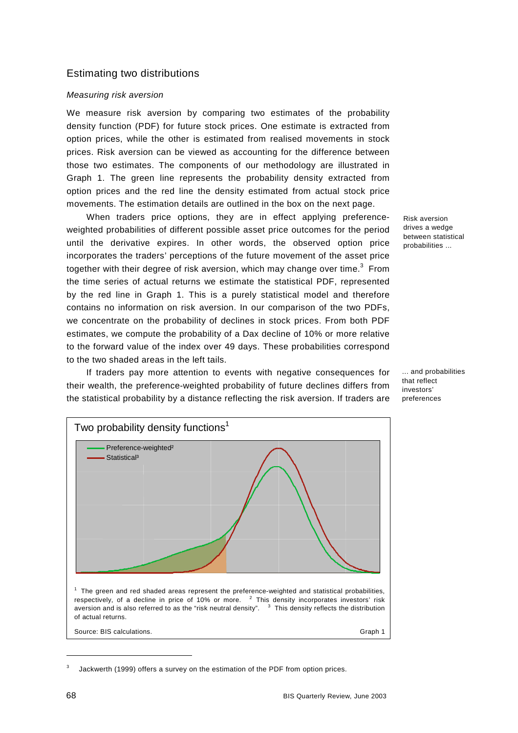## Estimating two distributions

### *Measuring risk aversion*

We measure risk aversion by comparing two estimates of the probability density function (PDF) for future stock prices. One estimate is extracted from option prices, while the other is estimated from realised movements in stock prices. Risk aversion can be viewed as accounting for the difference between those two estimates. The components of our methodology are illustrated in Graph 1. The green line represents the probability density extracted from option prices and the red line the density estimated from actual stock price movements. The estimation details are outlined in the box on the next page.

Risk aversion drives a wedge between statistical probabilities ...

When traders price options, they are in effect applying preference-weighted probabilities of different possible asset price outcomes for the period until the derivative expires. In other words, the observed option price incorporates the traders' perceptions of the future movement of the asset price together with their degree of risk aversion, which may change over time.[3] From the time series of actual returns we estimate the statistical PDF, represented by the red line in Graph 1. This is a purely statistical model and therefore contains no information on risk aversion. In our comparison of the two PDFs, we concentrate on the probability of declines in stock prices. From both PDF estimates, we compute the probability of a Dax decline of 10% or more relative to the forward value of the index over 49 days. These probabilities correspond to the two shaded areas in the left tails.

... and probabilities that reflect investors' preferences

If traders pay more attention to events with negative consequences for their wealth, the preference-weighted probability of future declines differs from the statistical probability by a distance reflecting the risk aversion. If traders are

**Two probability density functions**[1]

Preference-weighted[2]
Statistical[3]

[1] The green and red shaded areas represent the preference-weighted and statistical probabilities, respectively, of a decline in price of 10% or more. [2] This density incorporates investors' risk aversion and is also referred to as the "risk neutral density". [3] This density reflects the distribution of actual returns.

Source: BIS calculations.

Graph 1

---

[3] Jackwerth (1999) offers a survey on the estimation of the PDF from option prices.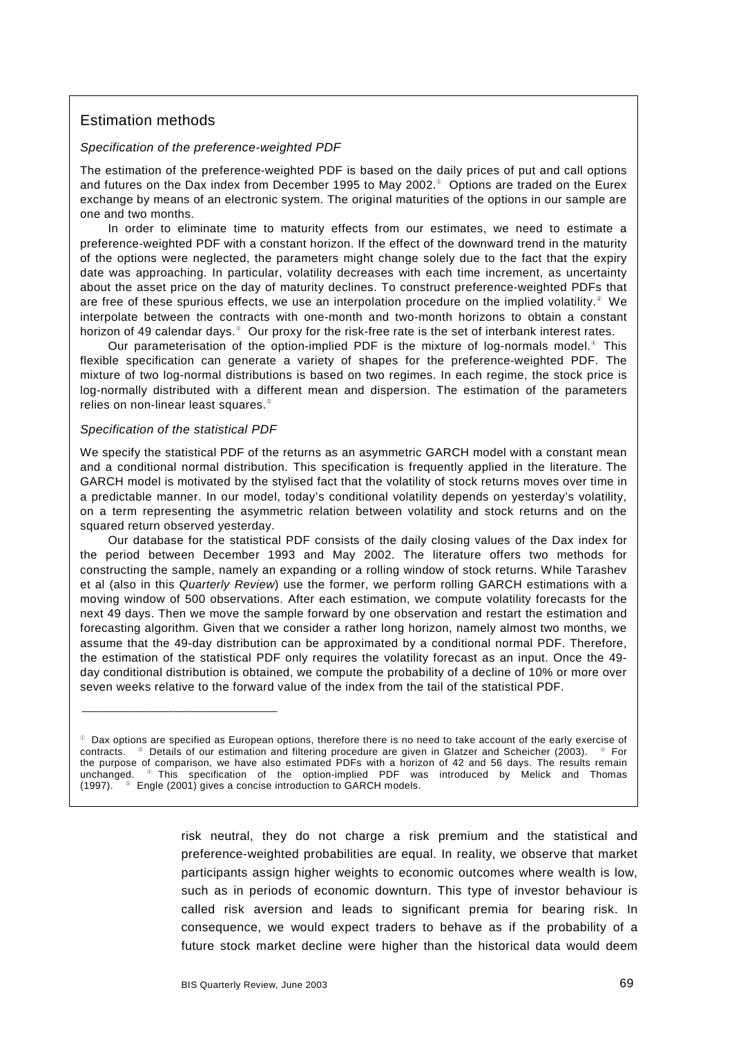## Estimation methods

*Specification of the preference-weighted PDF*

The estimation of the preference-weighted PDF is based on the daily prices of put and call options and futures on the Dax index from December 1995 to May 2002.[1] Options are traded on the Eurex exchange by means of an electronic system. The original maturities of the options in our sample are one and two months.

In order to eliminate time to maturity effects from our estimates, we need to estimate a preference-weighted PDF with a constant horizon. If the effect of the downward trend in the maturity of the options were neglected, the parameters might change solely due to the fact that the expiry date was approaching. In particular, volatility decreases with each time increment, as uncertainty about the asset price on the day of maturity declines. To construct preference-weighted PDFs that are free of these spurious effects, we use an interpolation procedure on the implied volatility.[2] We interpolate between the contracts with one-month and two-month horizons to obtain a constant horizon of 49 calendar days.[3] Our proxy for the risk-free rate is the set of interbank interest rates.

Our parameterisation of the option-implied PDF is the mixture of log-normals model.[4] This flexible specification can generate a variety of shapes for the preference-weighted PDF. The mixture of two log-normal distributions is based on two regimes. In each regime, the stock price is log-normally distributed with a different mean and dispersion. The estimation of the parameters relies on non-linear least squares.[5]

*Specification of the statistical PDF*

We specify the statistical PDF of the returns as an asymmetric GARCH model with a constant mean and a conditional normal distribution. This specification is frequently applied in the literature. The GARCH model is motivated by the stylised fact that the volatility of stock returns moves over time in a predictable manner. In our model, today's conditional volatility depends on yesterday's volatility, on a term representing the asymmetric relation between volatility and stock returns and on the squared return observed yesterday.

Our database for the statistical PDF consists of the daily closing values of the Dax index for the period between December 1993 and May 2002. The literature offers two methods for constructing the sample, namely an expanding or a rolling window of stock returns. While Tarashev et al (also in this *Quarterly Review*) use the former, we perform rolling GARCH estimations with a moving window of 500 observations. After each estimation, we compute volatility forecasts for the next 49 days. Then we move the sample forward by one observation and restart the estimation and forecasting algorithm. Given that we consider a rather long horizon, namely almost two months, we assume that the 49-day distribution can be approximated by a conditional normal PDF. Therefore, the estimation of the statistical PDF only requires the volatility forecast as an input. Once the 49-day conditional distribution is obtained, we compute the probability of a decline of 10% or more over seven weeks relative to the forward value of the index from the tail of the statistical PDF.

---

[1] Dax options are specified as European options, therefore there is no need to take account of the early exercise of contracts. [2] Details of our estimation and filtering procedure are given in Glatzer and Scheicher (2003). [3] For the purpose of comparison, we have also estimated PDFs with a horizon of 42 and 56 days. The results remain unchanged. [4] This specification of the option-implied PDF was introduced by Melick and Thomas (1997). [5] Engle (2001) gives a concise introduction to GARCH models.

risk neutral, they do not charge a risk premium and the statistical and preference-weighted probabilities are equal. In reality, we observe that market participants assign higher weights to economic outcomes where wealth is low, such as in periods of economic downturn. This type of investor behaviour is called risk aversion and leads to significant premia for bearing risk. In consequence, we would expect traders to behave as if the probability of a future stock market decline were higher than the historical data would deem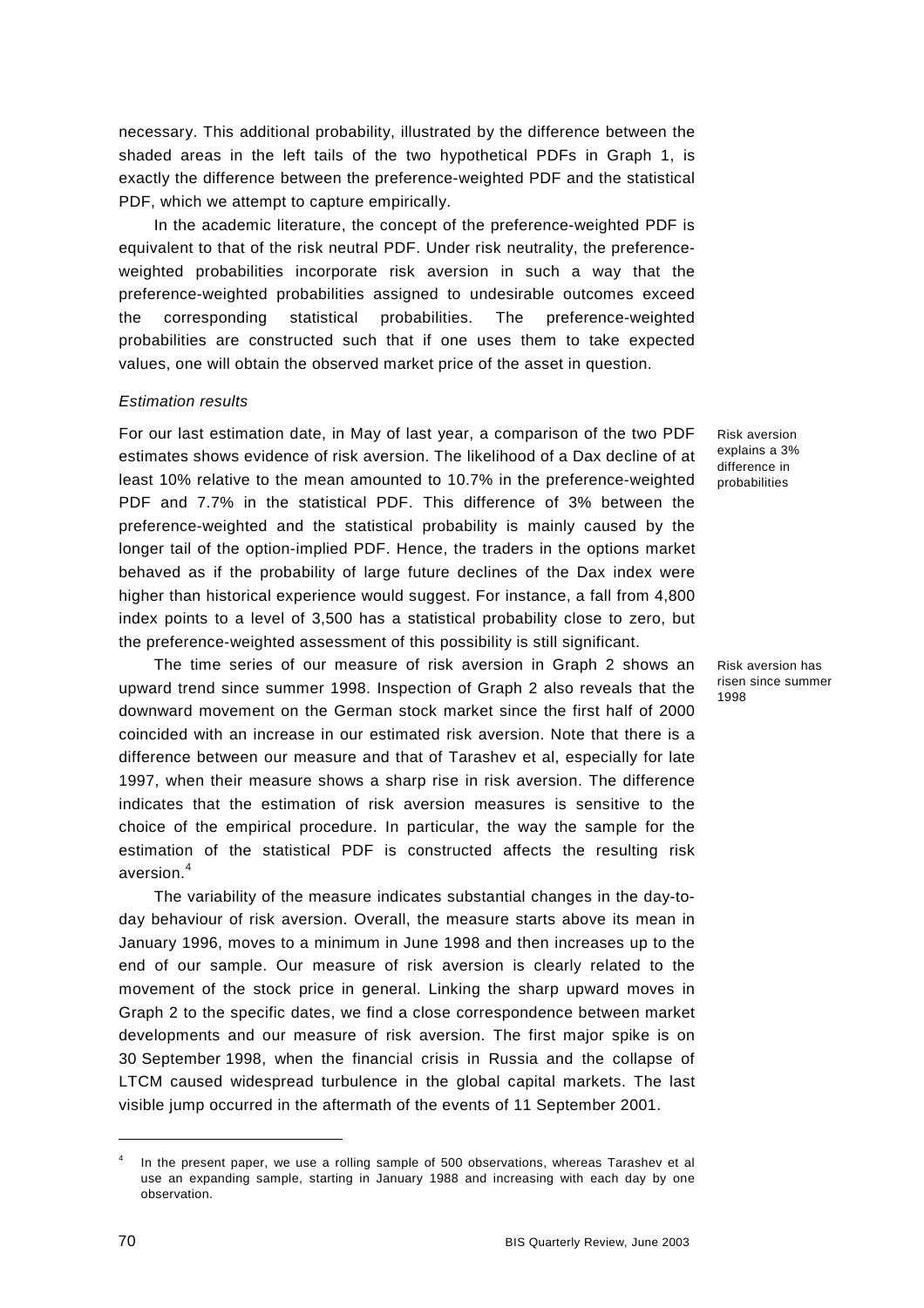necessary. This additional probability, illustrated by the difference between the shaded areas in the left tails of the two hypothetical PDFs in Graph 1, is exactly the difference between the preference-weighted PDF and the statistical PDF, which we attempt to capture empirically.

In the academic literature, the concept of the preference-weighted PDF is equivalent to that of the risk neutral PDF. Under risk neutrality, the preference-weighted probabilities incorporate risk aversion in such a way that the preference-weighted probabilities assigned to undesirable outcomes exceed the corresponding statistical probabilities. The preference-weighted probabilities are constructed such that if one uses them to take expected values, one will obtain the observed market price of the asset in question.

*Estimation results*

Risk aversion explains a 3% difference in probabilities

For our last estimation date, in May of last year, a comparison of the two PDF estimates shows evidence of risk aversion. The likelihood of a Dax decline of at least 10% relative to the mean amounted to 10.7% in the preference-weighted PDF and 7.7% in the statistical PDF. This difference of 3% between the preference-weighted and the statistical probability is mainly caused by the longer tail of the option-implied PDF. Hence, the traders in the options market behaved as if the probability of large future declines of the Dax index were higher than historical experience would suggest. For instance, a fall from 4,800 index points to a level of 3,500 has a statistical probability close to zero, but the preference-weighted assessment of this possibility is still significant.

Risk aversion has risen since summer 1998

The time series of our measure of risk aversion in Graph 2 shows an upward trend since summer 1998. Inspection of Graph 2 also reveals that the downward movement on the German stock market since the first half of 2000 coincided with an increase in our estimated risk aversion. Note that there is a difference between our measure and that of Tarashev et al, especially for late 1997, when their measure shows a sharp rise in risk aversion. The difference indicates that the estimation of risk aversion measures is sensitive to the choice of the empirical procedure. In particular, the way the sample for the estimation of the statistical PDF is constructed affects the resulting risk aversion.[4]

The variability of the measure indicates substantial changes in the day-to-day behaviour of risk aversion. Overall, the measure starts above its mean in January 1996, moves to a minimum in June 1998 and then increases up to the end of our sample. Our measure of risk aversion is clearly related to the movement of the stock price in general. Linking the sharp upward moves in Graph 2 to the specific dates, we find a close correspondence between market developments and our measure of risk aversion. The first major spike is on 30 September 1998, when the financial crisis in Russia and the collapse of LTCM caused widespread turbulence in the global capital markets. The last visible jump occurred in the aftermath of the events of 11 September 2001.

---

[4] In the present paper, we use a rolling sample of 500 observations, whereas Tarashev et al use an expanding sample, starting in January 1988 and increasing with each day by one observation.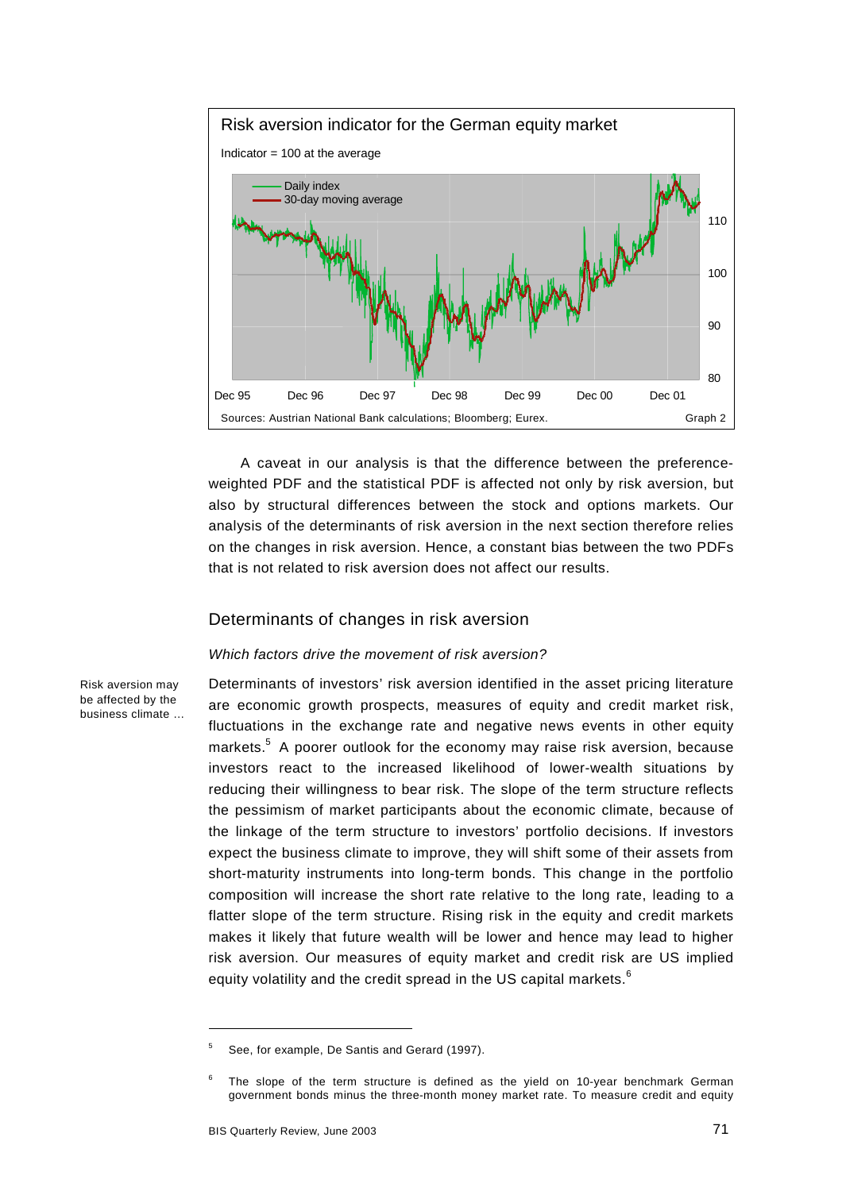**Risk aversion indicator for the German equity market**

Indicator = 100 at the average

Sources: Austrian National Bank calculations; Bloomberg; Eurex. Graph 2

A caveat in our analysis is that the difference between the preference-weighted PDF and the statistical PDF is affected not only by risk aversion, but also by structural differences between the stock and options markets. Our analysis of the determinants of risk aversion in the next section therefore relies on the changes in risk aversion. Hence, a constant bias between the two PDFs that is not related to risk aversion does not affect our results.

## Determinants of changes in risk aversion

### *Which factors drive the movement of risk aversion?*

Risk aversion may be affected by the business climate ...

Determinants of investors' risk aversion identified in the asset pricing literature are economic growth prospects, measures of equity and credit market risk, fluctuations in the exchange rate and negative news events in other equity markets.[5] A poorer outlook for the economy may raise risk aversion, because investors react to the increased likelihood of lower-wealth situations by reducing their willingness to bear risk. The slope of the term structure reflects the pessimism of market participants about the economic climate, because of the linkage of the term structure to investors' portfolio decisions. If investors expect the business climate to improve, they will shift some of their assets from short-maturity instruments into long-term bonds. This change in the portfolio composition will increase the short rate relative to the long rate, leading to a flatter slope of the term structure. Rising risk in the equity and credit markets makes it likely that future wealth will be lower and hence may lead to higher risk aversion. Our measures of equity market and credit risk are US implied equity volatility and the credit spread in the US capital markets.[6]

---

[5] See, for example, De Santis and Gerard (1997).

[6] The slope of the term structure is defined as the yield on 10-year benchmark German government bonds minus the three-month money market rate. To measure credit and equity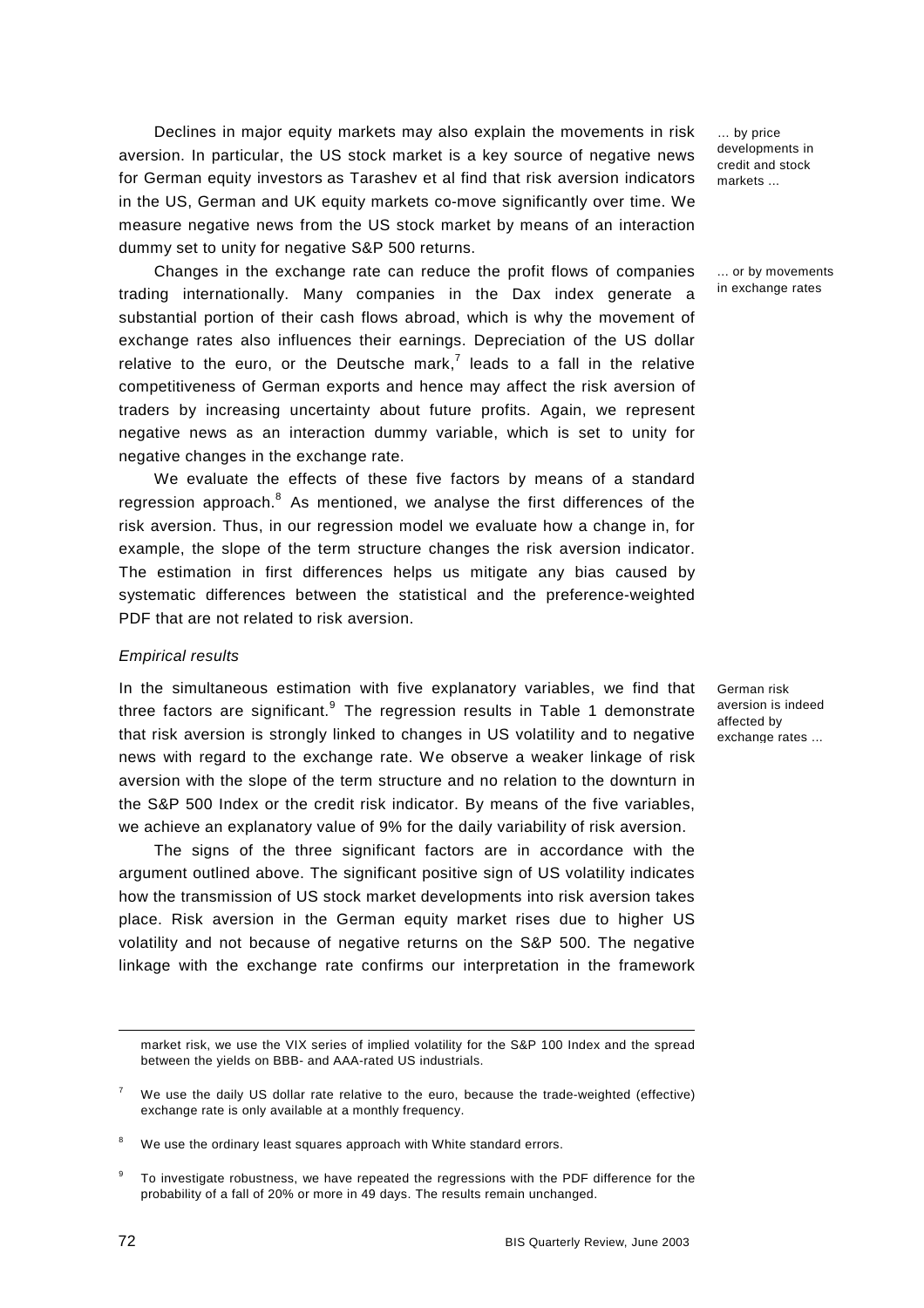Declines in major equity markets may also explain the movements in risk aversion. In particular, the US stock market is a key source of negative news for German equity investors as Tarashev et al find that risk aversion indicators in the US, German and UK equity markets co-move significantly over time. We measure negative news from the US stock market by means of an interaction dummy set to unity for negative S&P 500 returns.

… by price developments in credit and stock markets …

Changes in the exchange rate can reduce the profit flows of companies trading internationally. Many companies in the Dax index generate a substantial portion of their cash flows abroad, which is why the movement of exchange rates also influences their earnings. Depreciation of the US dollar relative to the euro, or the Deutsche mark,[7] leads to a fall in the relative competitiveness of German exports and hence may affect the risk aversion of traders by increasing uncertainty about future profits. Again, we represent negative news as an interaction dummy variable, which is set to unity for negative changes in the exchange rate.

… or by movements in exchange rates

We evaluate the effects of these five factors by means of a standard regression approach.[8] As mentioned, we analyse the first differences of the risk aversion. Thus, in our regression model we evaluate how a change in, for example, the slope of the term structure changes the risk aversion indicator. The estimation in first differences helps us mitigate any bias caused by systematic differences between the statistical and the preference-weighted PDF that are not related to risk aversion.

*Empirical results*

In the simultaneous estimation with five explanatory variables, we find that three factors are significant.[9] The regression results in Table 1 demonstrate that risk aversion is strongly linked to changes in US volatility and to negative news with regard to the exchange rate. We observe a weaker linkage of risk aversion with the slope of the term structure and no relation to the downturn in the S&P 500 Index or the credit risk indicator. By means of the five variables, we achieve an explanatory value of 9% for the daily variability of risk aversion.

German risk aversion is indeed affected by exchange rates …

The signs of the three significant factors are in accordance with the argument outlined above. The significant positive sign of US volatility indicates how the transmission of US stock market developments into risk aversion takes place. Risk aversion in the German equity market rises due to higher US volatility and not because of negative returns on the S&P 500. The negative linkage with the exchange rate confirms our interpretation in the framework

---

market risk, we use the VIX series of implied volatility for the S&P 100 Index and the spread between the yields on BBB- and AAA-rated US industrials.

[7] We use the daily US dollar rate relative to the euro, because the trade-weighted (effective) exchange rate is only available at a monthly frequency.

[8] We use the ordinary least squares approach with White standard errors.

[9] To investigate robustness, we have repeated the regressions with the PDF difference for the probability of a fall of 20% or more in 49 days. The results remain unchanged.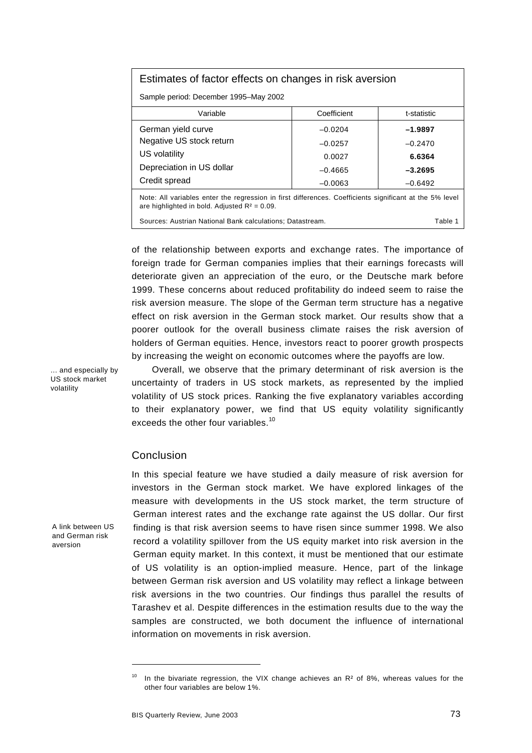Estimates of factor effects on changes in risk aversion

Sample period: December 1995–May 2002

| Variable | Coefficient | t-statistic |
| --- | --- | --- |
| German yield curve | –0.0204 | **–1.9897** |
| Negative US stock return | –0.0257 | –0.2470 |
| US volatility | 0.0027 | **6.6364** |
| Depreciation in US dollar | –0.4665 | **–3.2695** |
| Credit spread | –0.0063 | –0.6492 |

Note: All variables enter the regression in first differences. Coefficients significant at the 5% level are highlighted in bold. Adjusted $R^2 = 0.09$.

Sources: Austrian National Bank calculations; Datastream. Table 1

of the relationship between exports and exchange rates. The importance of foreign trade for German companies implies that their earnings forecasts will deteriorate given an appreciation of the euro, or the Deutsche mark before 1999. These concerns about reduced profitability do indeed seem to raise the risk aversion measure. The slope of the German term structure has a negative effect on risk aversion in the German stock market. Our results show that a poorer outlook for the overall business climate raises the risk aversion of holders of German equities. Hence, investors react to poorer growth prospects by increasing the weight on economic outcomes where the payoffs are low.

... and especially by US stock market volatility

Overall, we observe that the primary determinant of risk aversion is the uncertainty of traders in US stock markets, as represented by the implied volatility of US stock prices. Ranking the five explanatory variables according to their explanatory power, we find that US equity volatility significantly exceeds the other four variables.[10]

## Conclusion

A link between US and German risk aversion

In this special feature we have studied a daily measure of risk aversion for investors in the German stock market. We have explored linkages of the measure with developments in the US stock market, the term structure of German interest rates and the exchange rate against the US dollar. Our first finding is that risk aversion seems to have risen since summer 1998. We also record a volatility spillover from the US equity market into risk aversion in the German equity market. In this context, it must be mentioned that our estimate of US volatility is an option-implied measure. Hence, part of the linkage between German risk aversion and US volatility may reflect a linkage between risk aversions in the two countries. Our findings thus parallel the results of Tarashev et al. Despite differences in the estimation results due to the way the samples are constructed, we both document the influence of international information on movements in risk aversion.

---

[10] In the bivariate regression, the VIX change achieves an $R^2$ of 8%, whereas values for the other four variables are below 1%.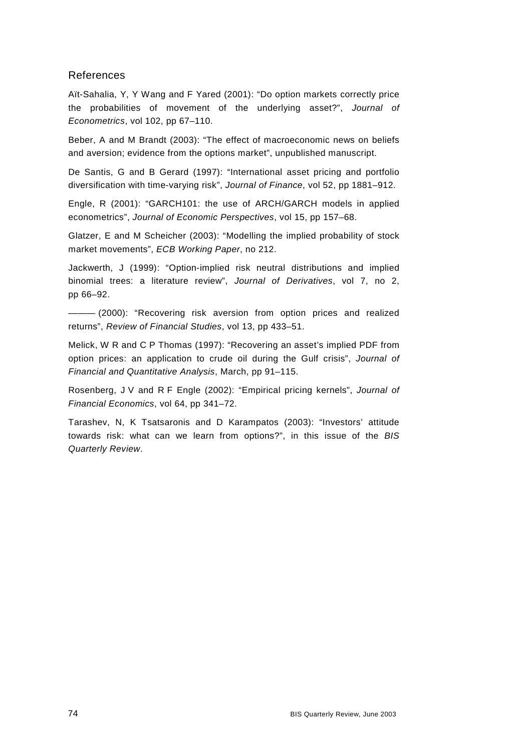## References

Aït-Sahalia, Y, Y Wang and F Yared (2001): "Do option markets correctly price the probabilities of movement of the underlying asset?", *Journal of Econometrics*, vol 102, pp 67–110.

Beber, A and M Brandt (2003): "The effect of macroeconomic news on beliefs and aversion; evidence from the options market", unpublished manuscript.

De Santis, G and B Gerard (1997): "International asset pricing and portfolio diversification with time-varying risk", *Journal of Finance*, vol 52, pp 1881–912.

Engle, R (2001): "GARCH101: the use of ARCH/GARCH models in applied econometrics", *Journal of Economic Perspectives*, vol 15, pp 157–68.

Glatzer, E and M Scheicher (2003): "Modelling the implied probability of stock market movements", *ECB Working Paper*, no 212.

Jackwerth, J (1999): "Option-implied risk neutral distributions and implied binomial trees: a literature review", *Journal of Derivatives*, vol 7, no 2, pp 66–92.

——— (2000): "Recovering risk aversion from option prices and realized returns", *Review of Financial Studies*, vol 13, pp 433–51.

Melick, W R and C P Thomas (1997): "Recovering an asset's implied PDF from option prices: an application to crude oil during the Gulf crisis", *Journal of Financial and Quantitative Analysis*, March, pp 91–115.

Rosenberg, J V and R F Engle (2002): "Empirical pricing kernels", *Journal of Financial Economics*, vol 64, pp 341–72.

Tarashev, N, K Tsatsaronis and D Karampatos (2003): "Investors' attitude towards risk: what can we learn from options?", in this issue of the *BIS Quarterly Review*.